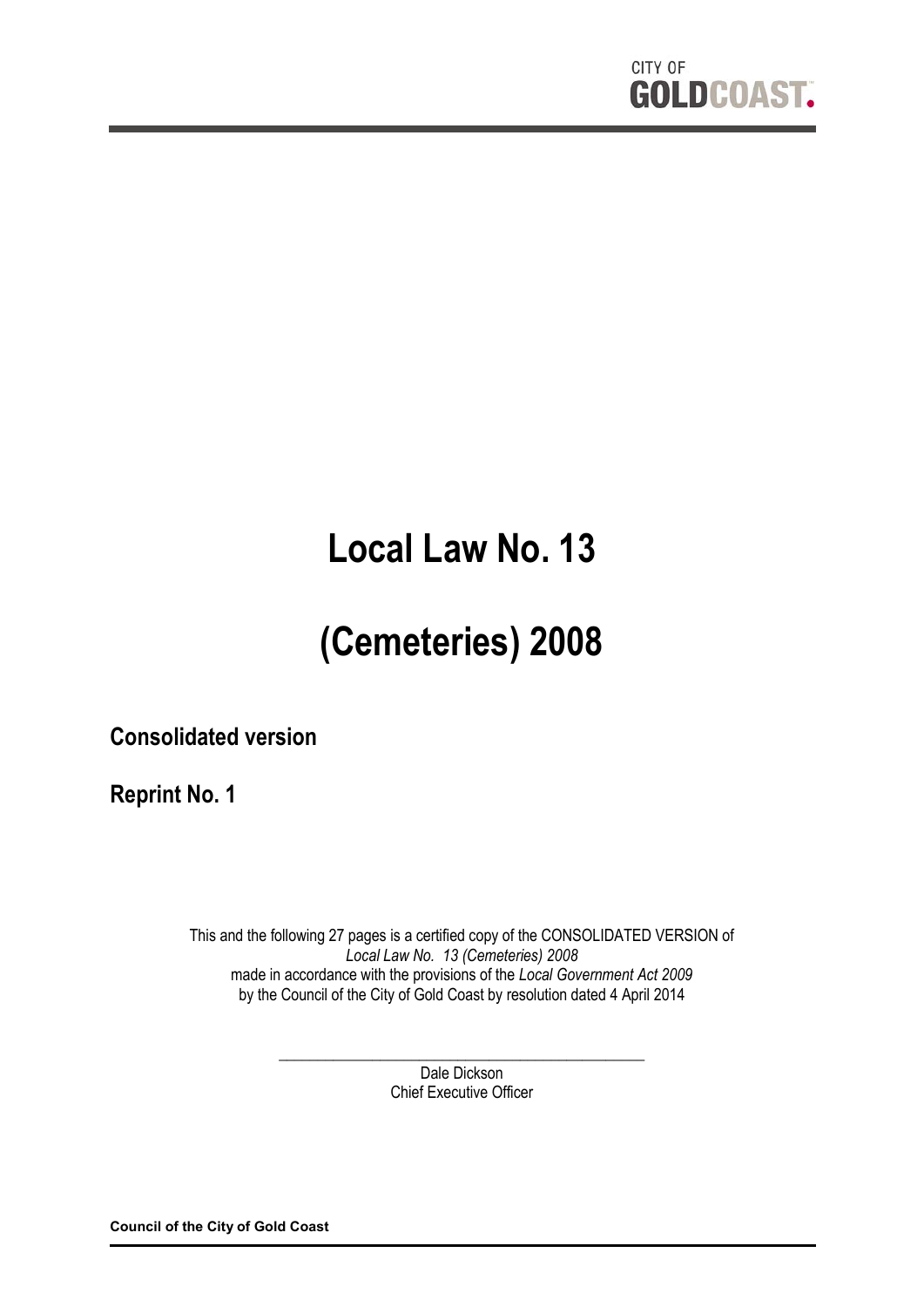CITY OF GOLDCOAST.

# Local Law No. 13

# (Cemeteries) 2008

## Consolidated version

## Reprint No. 1

This and the following 27 pages is a certified copy of the CONSOLIDATED VERSION of *Local Law No. 13 (Cemeteries) 2008* made in accordance with the provisions of the *Local Government Act 2009* by the Council of the City of Gold Coast by resolution dated 4 April 2014

\_\_\_\_\_\_\_\_\_\_\_\_\_\_\_\_\_\_\_\_\_\_\_\_\_\_\_\_\_\_\_\_\_\_\_\_\_\_\_\_\_\_\_\_

Dale Dickson
Chief Executive Officer

**Council of the City of Gold Coast**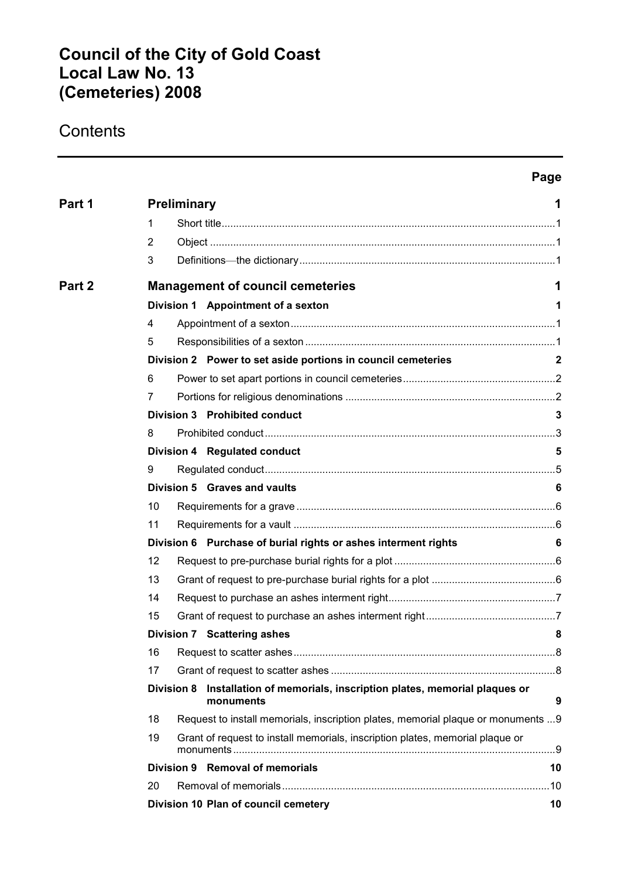# Council of the City of Gold Coast Local Law No. 13 (Cemeteries) 2008

## Contents

| | | | Page |
|---|---|---|---|
| **Part 1** | | **Preliminary** | **1** |
| | 1 | Short title | 1 |
| | 2 | Object | 1 |
| | 3 | Definitions—the dictionary | 1 |
| **Part 2** | | **Management of council cemeteries** | **1** |
| | | **Division 1 Appointment of a sexton** | **1** |
| | 4 | Appointment of a sexton | 1 |
| | 5 | Responsibilities of a sexton | 1 |
| | | **Division 2 Power to set aside portions in council cemeteries** | **2** |
| | 6 | Power to set apart portions in council cemeteries | 2 |
| | 7 | Portions for religious denominations | 2 |
| | | **Division 3 Prohibited conduct** | **3** |
| | 8 | Prohibited conduct | 3 |
| | | **Division 4 Regulated conduct** | **5** |
| | 9 | Regulated conduct | 5 |
| | | **Division 5 Graves and vaults** | **6** |
| | 10 | Requirements for a grave | 6 |
| | 11 | Requirements for a vault | 6 |
| | | **Division 6 Purchase of burial rights or ashes interment rights** | **6** |
| | 12 | Request to pre-purchase burial rights for a plot | 6 |
| | 13 | Grant of request to pre-purchase burial rights for a plot | 6 |
| | 14 | Request to purchase an ashes interment right | 7 |
| | 15 | Grant of request to purchase an ashes interment right | 7 |
| | | **Division 7 Scattering ashes** | **8** |
| | 16 | Request to scatter ashes | 8 |
| | 17 | Grant of request to scatter ashes | 8 |
| | | **Division 8 Installation of memorials, inscription plates, memorial plaques or monuments** | **9** |
| | 18 | Request to install memorials, inscription plates, memorial plaque or monuments | 9 |
| | 19 | Grant of request to install memorials, inscription plates, memorial plaque or monuments | 9 |
| | | **Division 9 Removal of memorials** | **10** |
| | 20 | Removal of memorials | 10 |
| | | **Division 10 Plan of council cemetery** | **10** |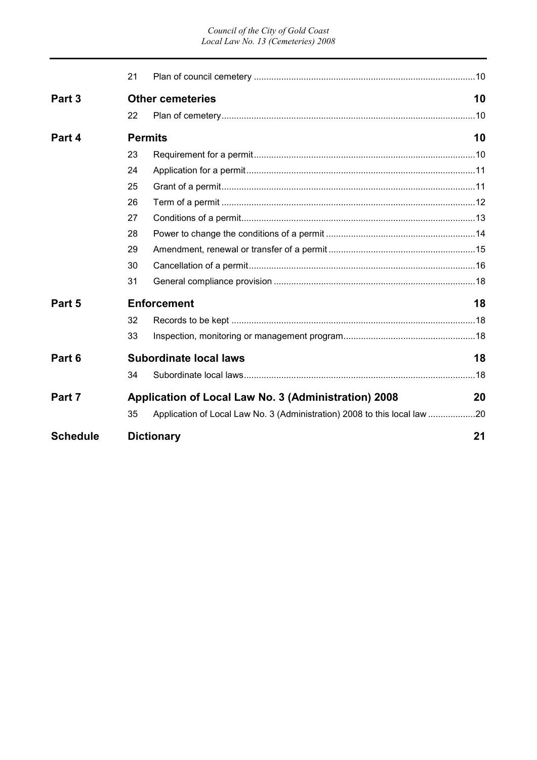| | | | |
|---|---|---|---|
| | 21 | Plan of council cemetery | 10 |
| **Part 3** | **Other cemeteries** | | **10** |
| | 22 | Plan of cemetery | 10 |
| **Part 4** | **Permits** | | **10** |
| | 23 | Requirement for a permit | 10 |
| | 24 | Application for a permit | 11 |
| | 25 | Grant of a permit | 11 |
| | 26 | Term of a permit | 12 |
| | 27 | Conditions of a permit | 13 |
| | 28 | Power to change the conditions of a permit | 14 |
| | 29 | Amendment, renewal or transfer of a permit | 15 |
| | 30 | Cancellation of a permit | 16 |
| | 31 | General compliance provision | 18 |
| **Part 5** | **Enforcement** | | **18** |
| | 32 | Records to be kept | 18 |
| | 33 | Inspection, monitoring or management program | 18 |
| **Part 6** | **Subordinate local laws** | | **18** |
| | 34 | Subordinate local laws | 18 |
| **Part 7** | **Application of Local Law No. 3 (Administration) 2008** | | **20** |
| | 35 | Application of Local Law No. 3 (Administration) 2008 to this local law | 20 |
| **Schedule** | **Dictionary** | | **21** |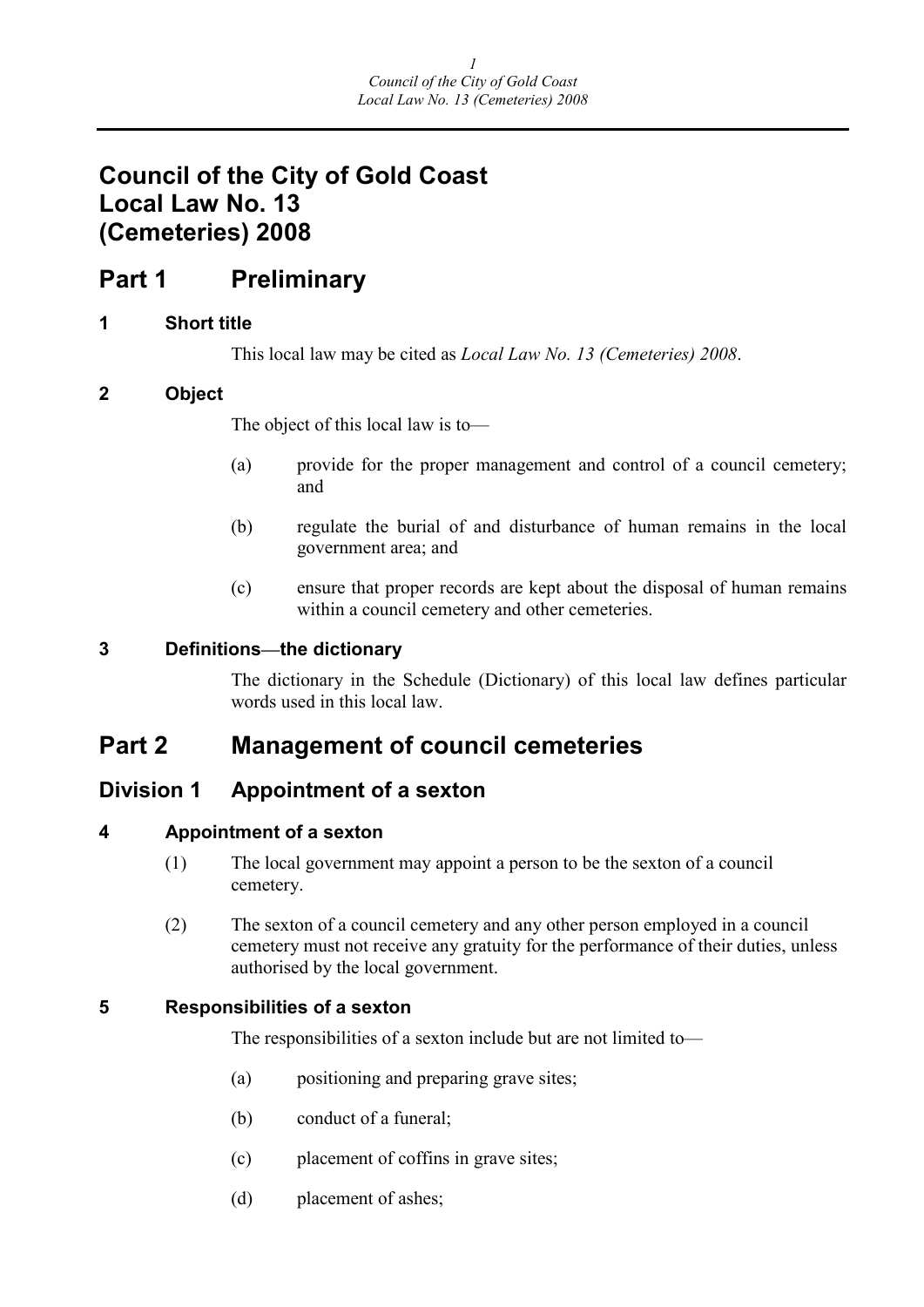# Council of the City of Gold Coast Local Law No. 13 (Cemeteries) 2008

## Part 1 Preliminary

### 1 Short title

This local law may be cited as *Local Law No. 13 (Cemeteries) 2008*.

### 2 Object

The object of this local law is to—

(a) provide for the proper management and control of a council cemetery; and

(b) regulate the burial of and disturbance of human remains in the local government area; and

(c) ensure that proper records are kept about the disposal of human remains within a council cemetery and other cemeteries.

### 3 Definitions—the dictionary

The dictionary in the Schedule (Dictionary) of this local law defines particular words used in this local law.

## Part 2 Management of council cemeteries

### Division 1 Appointment of a sexton

### 4 Appointment of a sexton

(1) The local government may appoint a person to be the sexton of a council cemetery.

(2) The sexton of a council cemetery and any other person employed in a council cemetery must not receive any gratuity for the performance of their duties, unless authorised by the local government.

### 5 Responsibilities of a sexton

The responsibilities of a sexton include but are not limited to—

(a) positioning and preparing grave sites;

(b) conduct of a funeral;

(c) placement of coffins in grave sites;

(d) placement of ashes;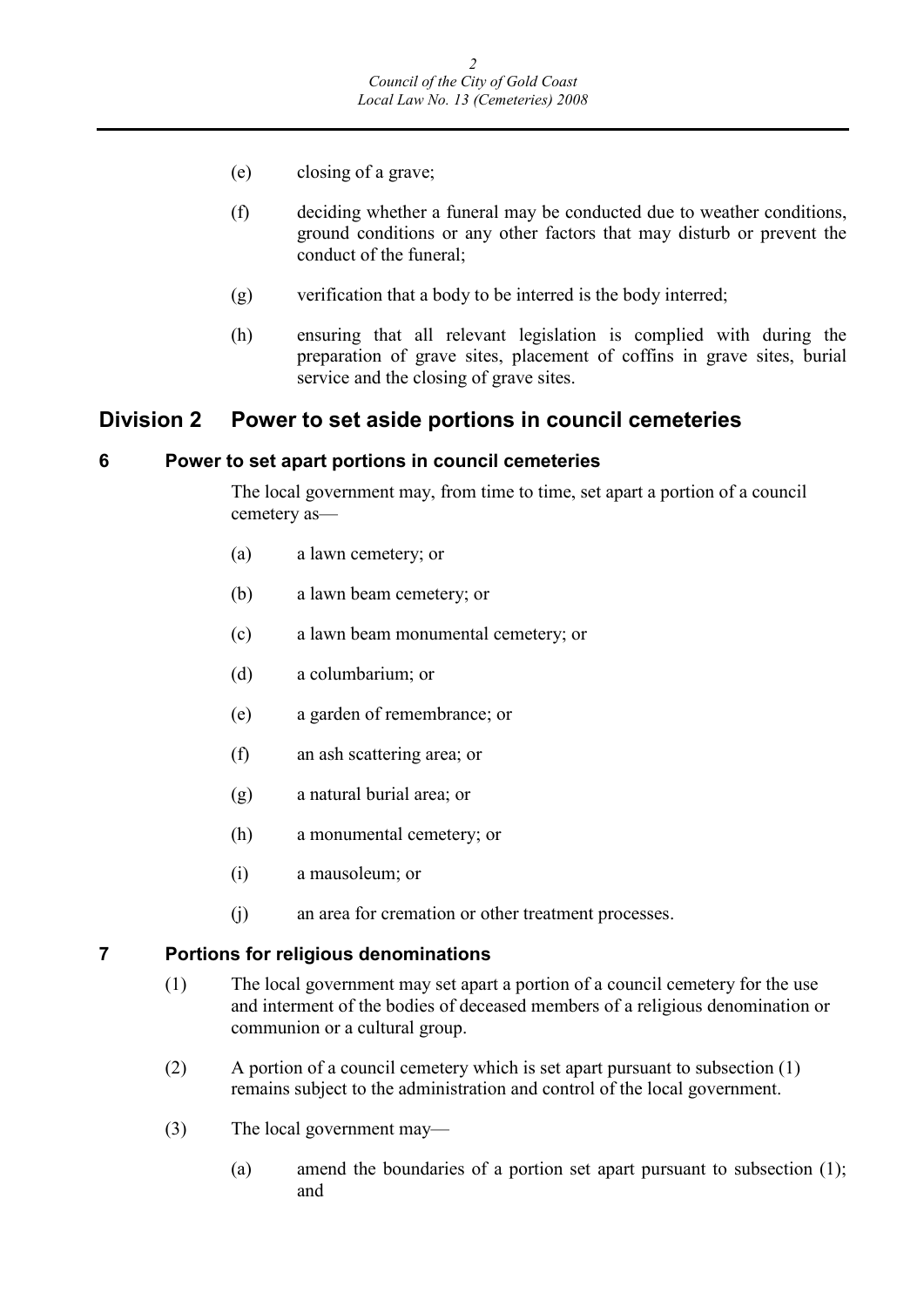(e) closing of a grave;

(f) deciding whether a funeral may be conducted due to weather conditions, ground conditions or any other factors that may disturb or prevent the conduct of the funeral;

(g) verification that a body to be interred is the body interred;

(h) ensuring that all relevant legislation is complied with during the preparation of grave sites, placement of coffins in grave sites, burial service and the closing of grave sites.

## Division 2 Power to set aside portions in council cemeteries

### 6 Power to set apart portions in council cemeteries

The local government may, from time to time, set apart a portion of a council cemetery as—

(a) a lawn cemetery; or

(b) a lawn beam cemetery; or

(c) a lawn beam monumental cemetery; or

(d) a columbarium; or

(e) a garden of remembrance; or

(f) an ash scattering area; or

(g) a natural burial area; or

(h) a monumental cemetery; or

(i) a mausoleum; or

(j) an area for cremation or other treatment processes.

### 7 Portions for religious denominations

(1) The local government may set apart a portion of a council cemetery for the use and interment of the bodies of deceased members of a religious denomination or communion or a cultural group.

(2) A portion of a council cemetery which is set apart pursuant to subsection (1) remains subject to the administration and control of the local government.

(3) The local government may—

(a) amend the boundaries of a portion set apart pursuant to subsection (1); and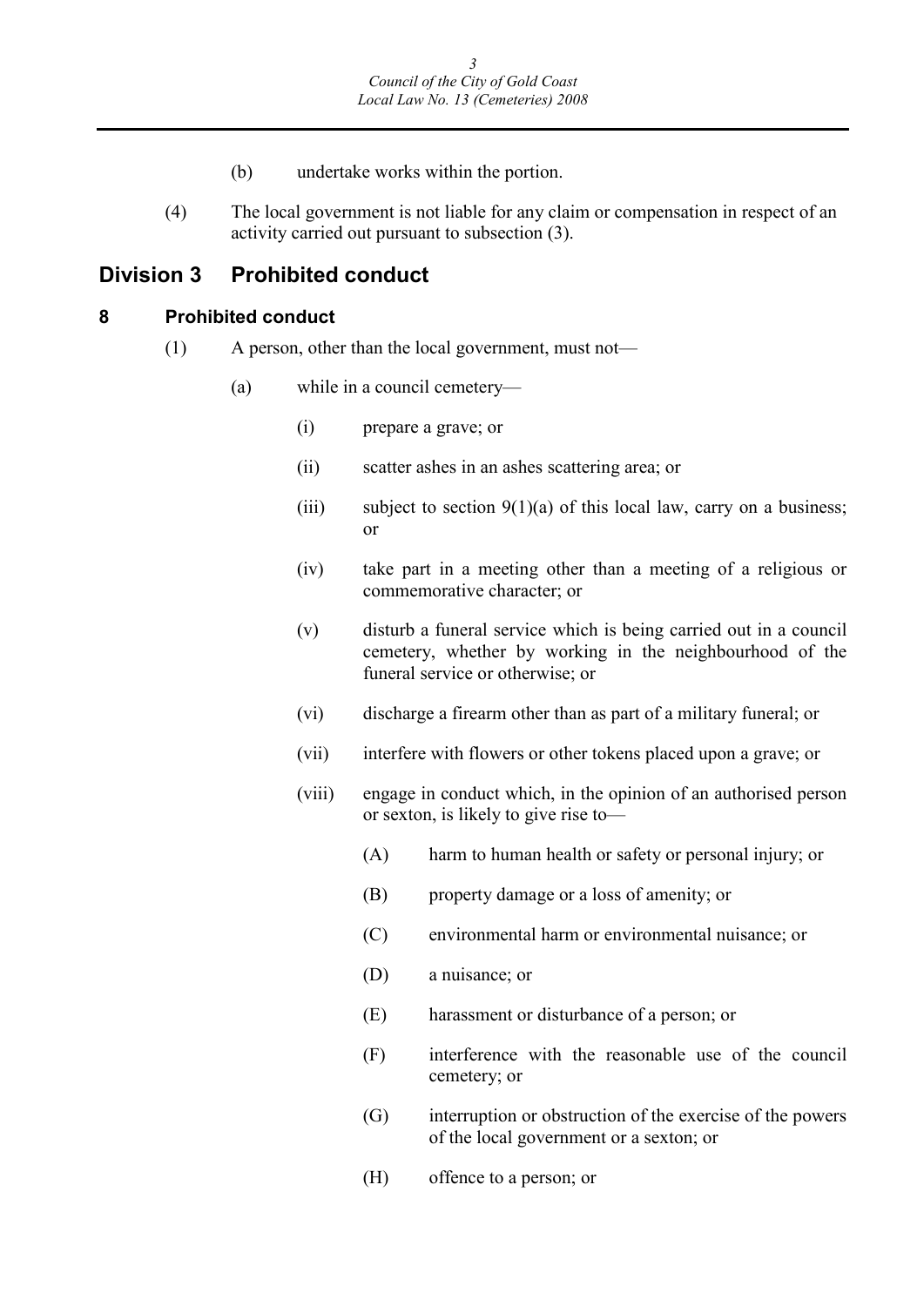(b) undertake works within the portion.

(4) The local government is not liable for any claim or compensation in respect of an activity carried out pursuant to subsection (3).

## Division 3 Prohibited conduct

### 8 Prohibited conduct

(1) A person, other than the local government, must not—

(a) while in a council cemetery—

(i) prepare a grave; or

(ii) scatter ashes in an ashes scattering area; or

(iii) subject to section 9(1)(a) of this local law, carry on a business; or

(iv) take part in a meeting other than a meeting of a religious or commemorative character; or

(v) disturb a funeral service which is being carried out in a council cemetery, whether by working in the neighbourhood of the funeral service or otherwise; or

(vi) discharge a firearm other than as part of a military funeral; or

(vii) interfere with flowers or other tokens placed upon a grave; or

(viii) engage in conduct which, in the opinion of an authorised person or sexton, is likely to give rise to—

(A) harm to human health or safety or personal injury; or

(B) property damage or a loss of amenity; or

(C) environmental harm or environmental nuisance; or

(D) a nuisance; or

(E) harassment or disturbance of a person; or

(F) interference with the reasonable use of the council cemetery; or

(G) interruption or obstruction of the exercise of the powers of the local government or a sexton; or

(H) offence to a person; or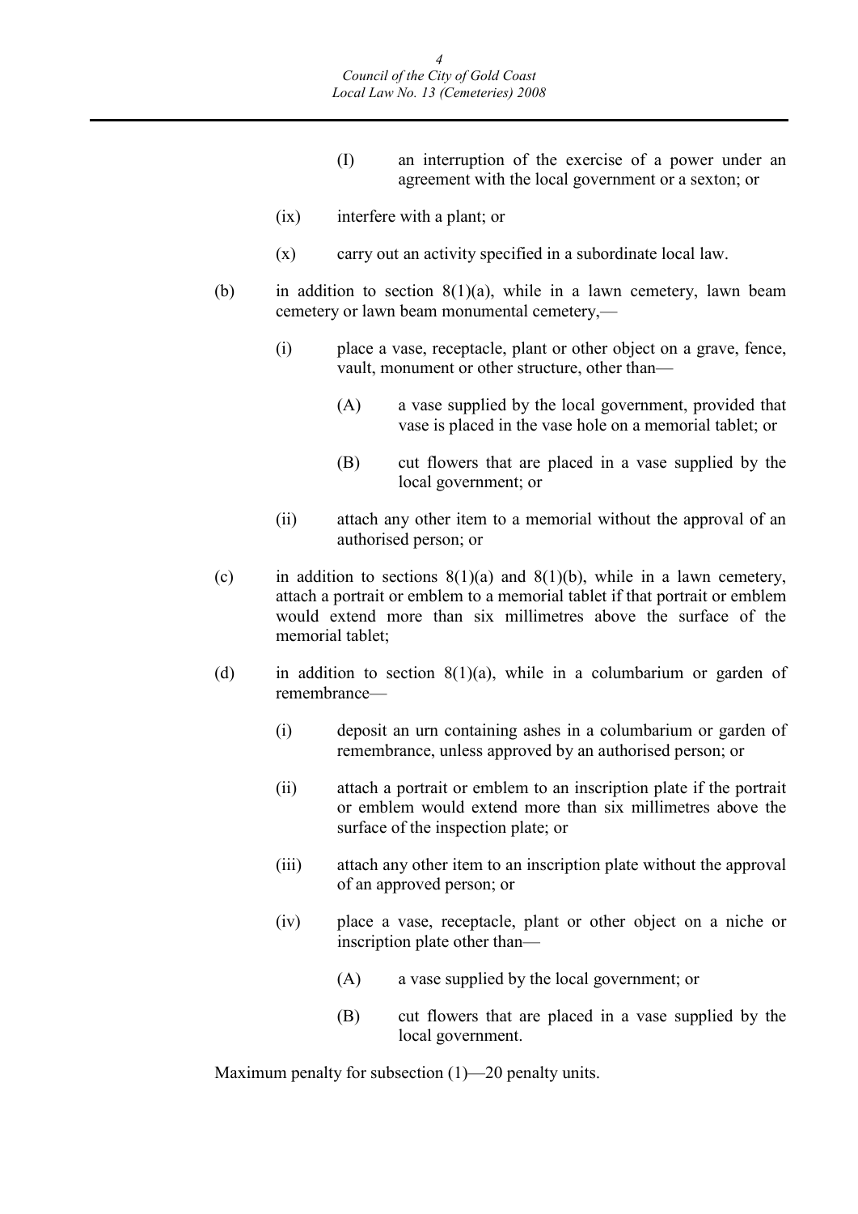(I) an interruption of the exercise of a power under an agreement with the local government or a sexton; or

(ix) interfere with a plant; or

(x) carry out an activity specified in a subordinate local law.

(b) in addition to section 8(1)(a), while in a lawn cemetery, lawn beam cemetery or lawn beam monumental cemetery,—

(i) place a vase, receptacle, plant or other object on a grave, fence, vault, monument or other structure, other than—

(A) a vase supplied by the local government, provided that vase is placed in the vase hole on a memorial tablet; or

(B) cut flowers that are placed in a vase supplied by the local government; or

(ii) attach any other item to a memorial without the approval of an authorised person; or

(c) in addition to sections 8(1)(a) and 8(1)(b), while in a lawn cemetery, attach a portrait or emblem to a memorial tablet if that portrait or emblem would extend more than six millimetres above the surface of the memorial tablet;

(d) in addition to section 8(1)(a), while in a columbarium or garden of remembrance—

(i) deposit an urn containing ashes in a columbarium or garden of remembrance, unless approved by an authorised person; or

(ii) attach a portrait or emblem to an inscription plate if the portrait or emblem would extend more than six millimetres above the surface of the inspection plate; or

(iii) attach any other item to an inscription plate without the approval of an approved person; or

(iv) place a vase, receptacle, plant or other object on a niche or inscription plate other than—

(A) a vase supplied by the local government; or

(B) cut flowers that are placed in a vase supplied by the local government.

Maximum penalty for subsection (1)—20 penalty units.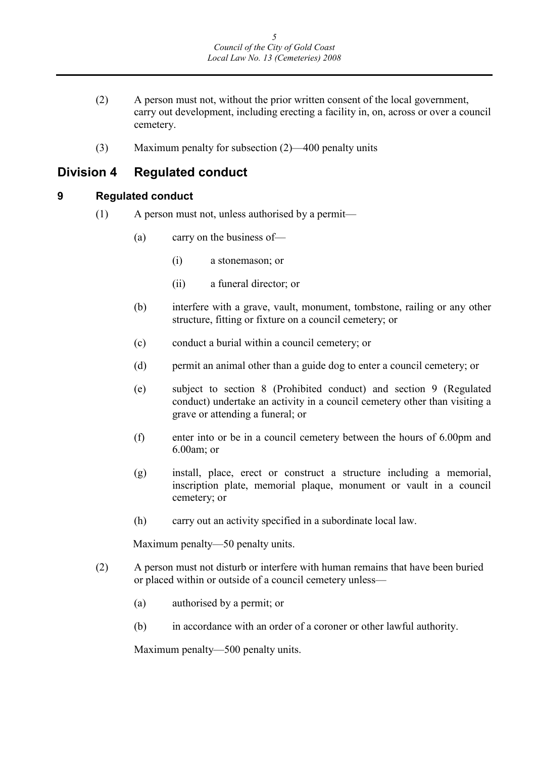(2) A person must not, without the prior written consent of the local government, carry out development, including erecting a facility in, on, across or over a council cemetery.

(3) Maximum penalty for subsection (2)—400 penalty units

## Division 4 Regulated conduct

### 9 Regulated conduct

(1) A person must not, unless authorised by a permit—

- (a) carry on the business of—
  - (i) a stonemason; or
  - (ii) a funeral director; or
- (b) interfere with a grave, vault, monument, tombstone, railing or any other structure, fitting or fixture on a council cemetery; or
- (c) conduct a burial within a council cemetery; or
- (d) permit an animal other than a guide dog to enter a council cemetery; or
- (e) subject to section 8 (Prohibited conduct) and section 9 (Regulated conduct) undertake an activity in a council cemetery other than visiting a grave or attending a funeral; or
- (f) enter into or be in a council cemetery between the hours of 6.00pm and 6.00am; or
- (g) install, place, erect or construct a structure including a memorial, inscription plate, memorial plaque, monument or vault in a council cemetery; or
- (h) carry out an activity specified in a subordinate local law.

Maximum penalty—50 penalty units.

(2) A person must not disturb or interfere with human remains that have been buried or placed within or outside of a council cemetery unless—

- (a) authorised by a permit; or
- (b) in accordance with an order of a coroner or other lawful authority.

Maximum penalty—500 penalty units.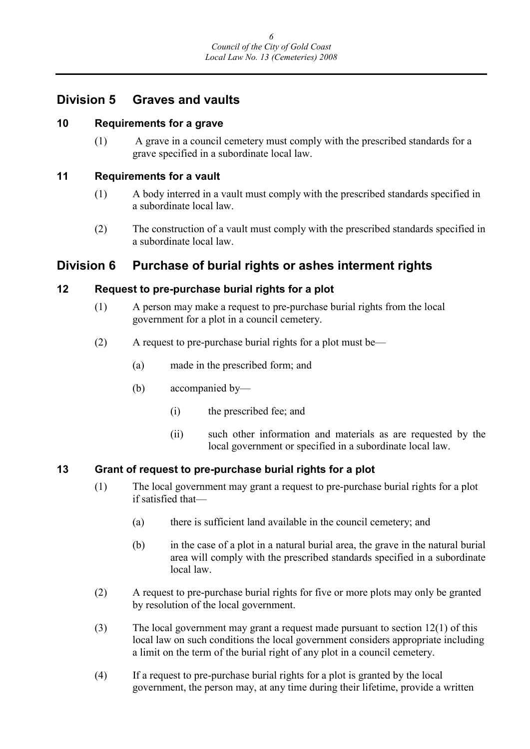## Division 5 Graves and vaults

### 10 Requirements for a grave

(1) A grave in a council cemetery must comply with the prescribed standards for a grave specified in a subordinate local law.

### 11 Requirements for a vault

(1) A body interred in a vault must comply with the prescribed standards specified in a subordinate local law.

(2) The construction of a vault must comply with the prescribed standards specified in a subordinate local law.

## Division 6 Purchase of burial rights or ashes interment rights

### 12 Request to pre-purchase burial rights for a plot

(1) A person may make a request to pre-purchase burial rights from the local government for a plot in a council cemetery.

(2) A request to pre-purchase burial rights for a plot must be—

(a) made in the prescribed form; and

(b) accompanied by—

(i) the prescribed fee; and

(ii) such other information and materials as are requested by the local government or specified in a subordinate local law.

### 13 Grant of request to pre-purchase burial rights for a plot

(1) The local government may grant a request to pre-purchase burial rights for a plot if satisfied that—

(a) there is sufficient land available in the council cemetery; and

(b) in the case of a plot in a natural burial area, the grave in the natural burial area will comply with the prescribed standards specified in a subordinate local law.

(2) A request to pre-purchase burial rights for five or more plots may only be granted by resolution of the local government.

(3) The local government may grant a request made pursuant to section 12(1) of this local law on such conditions the local government considers appropriate including a limit on the term of the burial right of any plot in a council cemetery.

(4) If a request to pre-purchase burial rights for a plot is granted by the local government, the person may, at any time during their lifetime, provide a written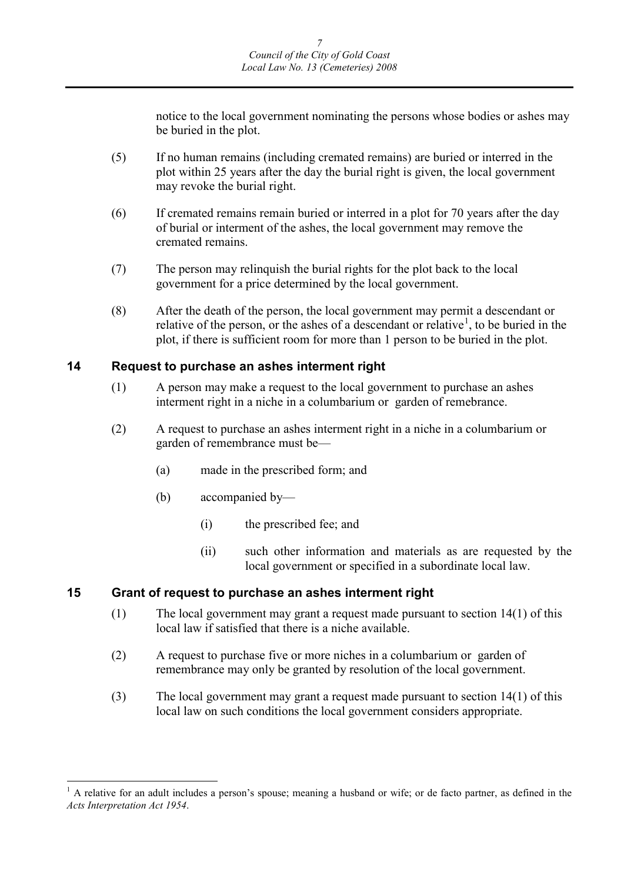notice to the local government nominating the persons whose bodies or ashes may be buried in the plot.

(5) If no human remains (including cremated remains) are buried or interred in the plot within 25 years after the day the burial right is given, the local government may revoke the burial right.

(6) If cremated remains remain buried or interred in a plot for 70 years after the day of burial or interment of the ashes, the local government may remove the cremated remains.

(7) The person may relinquish the burial rights for the plot back to the local government for a price determined by the local government.

(8) After the death of the person, the local government may permit a descendant or relative of the person, or the ashes of a descendant or relative[1], to be buried in the plot, if there is sufficient room for more than 1 person to be buried in the plot.

## 14 Request to purchase an ashes interment right

(1) A person may make a request to the local government to purchase an ashes interment right in a niche in a columbarium or garden of remebrance.

(2) A request to purchase an ashes interment right in a niche in a columbarium or garden of remembrance must be—

(a) made in the prescribed form; and

(b) accompanied by—

(i) the prescribed fee; and

(ii) such other information and materials as are requested by the local government or specified in a subordinate local law.

## 15 Grant of request to purchase an ashes interment right

(1) The local government may grant a request made pursuant to section 14(1) of this local law if satisfied that there is a niche available.

(2) A request to purchase five or more niches in a columbarium or garden of remembrance may only be granted by resolution of the local government.

(3) The local government may grant a request made pursuant to section 14(1) of this local law on such conditions the local government considers appropriate.

---

[1] A relative for an adult includes a person's spouse; meaning a husband or wife; or de facto partner, as defined in the *Acts Interpretation Act 1954*.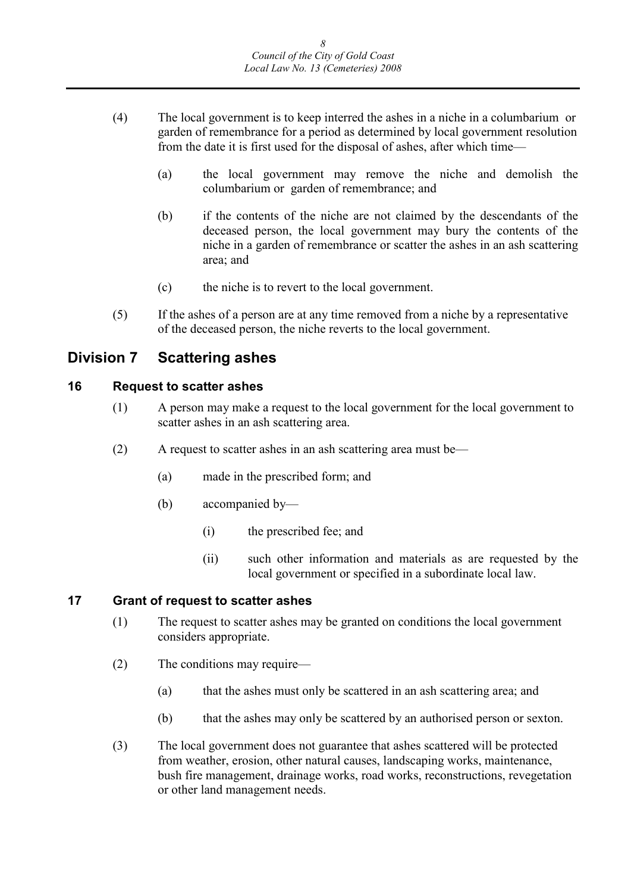(4) The local government is to keep interred the ashes in a niche in a columbarium or garden of remembrance for a period as determined by local government resolution from the date it is first used for the disposal of ashes, after which time—

(a) the local government may remove the niche and demolish the columbarium or garden of remembrance; and

(b) if the contents of the niche are not claimed by the descendants of the deceased person, the local government may bury the contents of the niche in a garden of remembrance or scatter the ashes in an ash scattering area; and

(c) the niche is to revert to the local government.

(5) If the ashes of a person are at any time removed from a niche by a representative of the deceased person, the niche reverts to the local government.

## Division 7 Scattering ashes

### 16 Request to scatter ashes

(1) A person may make a request to the local government for the local government to scatter ashes in an ash scattering area.

(2) A request to scatter ashes in an ash scattering area must be—

(a) made in the prescribed form; and

(b) accompanied by—

(i) the prescribed fee; and

(ii) such other information and materials as are requested by the local government or specified in a subordinate local law.

### 17 Grant of request to scatter ashes

(1) The request to scatter ashes may be granted on conditions the local government considers appropriate.

(2) The conditions may require—

(a) that the ashes must only be scattered in an ash scattering area; and

(b) that the ashes may only be scattered by an authorised person or sexton.

(3) The local government does not guarantee that ashes scattered will be protected from weather, erosion, other natural causes, landscaping works, maintenance, bush fire management, drainage works, road works, reconstructions, revegetation or other land management needs.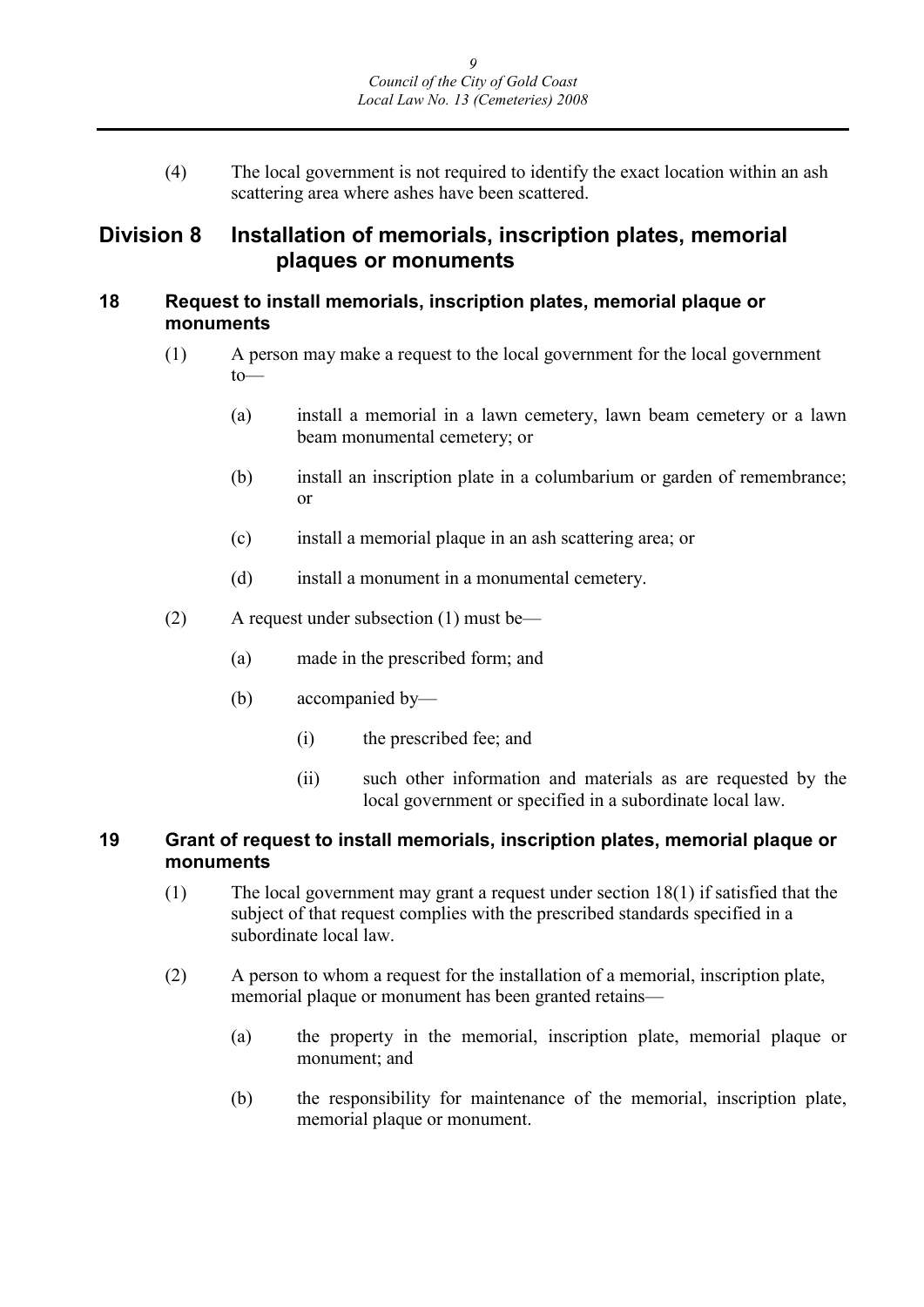(4) The local government is not required to identify the exact location within an ash scattering area where ashes have been scattered.

## Division 8 Installation of memorials, inscription plates, memorial plaques or monuments

### 18 Request to install memorials, inscription plates, memorial plaque or monuments

(1) A person may make a request to the local government for the local government to—

(a) install a memorial in a lawn cemetery, lawn beam cemetery or a lawn beam monumental cemetery; or

(b) install an inscription plate in a columbarium or garden of remembrance; or

(c) install a memorial plaque in an ash scattering area; or

(d) install a monument in a monumental cemetery.

(2) A request under subsection (1) must be—

(a) made in the prescribed form; and

(b) accompanied by—

(i) the prescribed fee; and

(ii) such other information and materials as are requested by the local government or specified in a subordinate local law.

### 19 Grant of request to install memorials, inscription plates, memorial plaque or monuments

(1) The local government may grant a request under section 18(1) if satisfied that the subject of that request complies with the prescribed standards specified in a subordinate local law.

(2) A person to whom a request for the installation of a memorial, inscription plate, memorial plaque or monument has been granted retains—

(a) the property in the memorial, inscription plate, memorial plaque or monument; and

(b) the responsibility for maintenance of the memorial, inscription plate, memorial plaque or monument.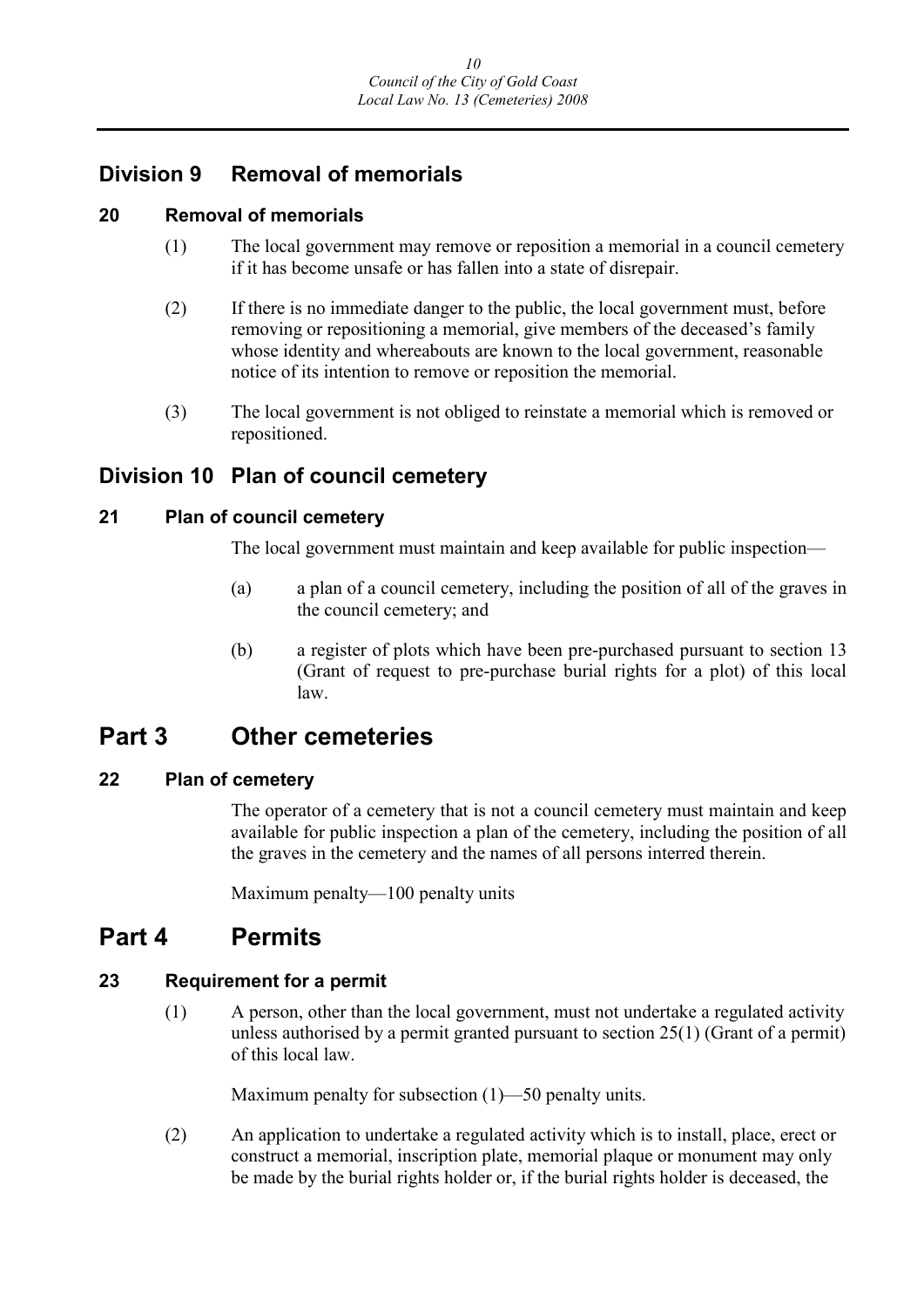## Division 9 Removal of memorials

### 20 Removal of memorials

(1) The local government may remove or reposition a memorial in a council cemetery if it has become unsafe or has fallen into a state of disrepair.

(2) If there is no immediate danger to the public, the local government must, before removing or repositioning a memorial, give members of the deceased's family whose identity and whereabouts are known to the local government, reasonable notice of its intention to remove or reposition the memorial.

(3) The local government is not obliged to reinstate a memorial which is removed or repositioned.

## Division 10 Plan of council cemetery

### 21 Plan of council cemetery

The local government must maintain and keep available for public inspection—

(a) a plan of a council cemetery, including the position of all of the graves in the council cemetery; and

(b) a register of plots which have been pre-purchased pursuant to section 13 (Grant of request to pre-purchase burial rights for a plot) of this local law.

# Part 3 Other cemeteries

### 22 Plan of cemetery

The operator of a cemetery that is not a council cemetery must maintain and keep available for public inspection a plan of the cemetery, including the position of all the graves in the cemetery and the names of all persons interred therein.

Maximum penalty—100 penalty units

# Part 4 Permits

### 23 Requirement for a permit

(1) A person, other than the local government, must not undertake a regulated activity unless authorised by a permit granted pursuant to section 25(1) (Grant of a permit) of this local law.

Maximum penalty for subsection (1)—50 penalty units.

(2) An application to undertake a regulated activity which is to install, place, erect or construct a memorial, inscription plate, memorial plaque or monument may only be made by the burial rights holder or, if the burial rights holder is deceased, the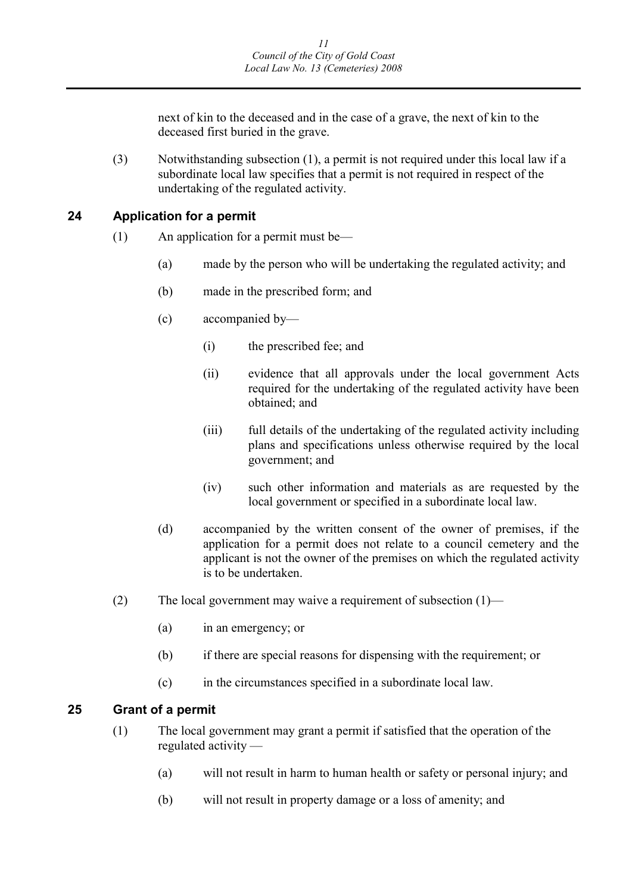next of kin to the deceased and in the case of a grave, the next of kin to the deceased first buried in the grave.

(3) Notwithstanding subsection (1), a permit is not required under this local law if a subordinate local law specifies that a permit is not required in respect of the undertaking of the regulated activity.

## 24 Application for a permit

(1) An application for a permit must be—

(a) made by the person who will be undertaking the regulated activity; and

(b) made in the prescribed form; and

(c) accompanied by—

(i) the prescribed fee; and

(ii) evidence that all approvals under the local government Acts required for the undertaking of the regulated activity have been obtained; and

(iii) full details of the undertaking of the regulated activity including plans and specifications unless otherwise required by the local government; and

(iv) such other information and materials as are requested by the local government or specified in a subordinate local law.

(d) accompanied by the written consent of the owner of premises, if the application for a permit does not relate to a council cemetery and the applicant is not the owner of the premises on which the regulated activity is to be undertaken.

(2) The local government may waive a requirement of subsection (1)—

(a) in an emergency; or

(b) if there are special reasons for dispensing with the requirement; or

(c) in the circumstances specified in a subordinate local law.

## 25 Grant of a permit

(1) The local government may grant a permit if satisfied that the operation of the regulated activity —

(a) will not result in harm to human health or safety or personal injury; and

(b) will not result in property damage or a loss of amenity; and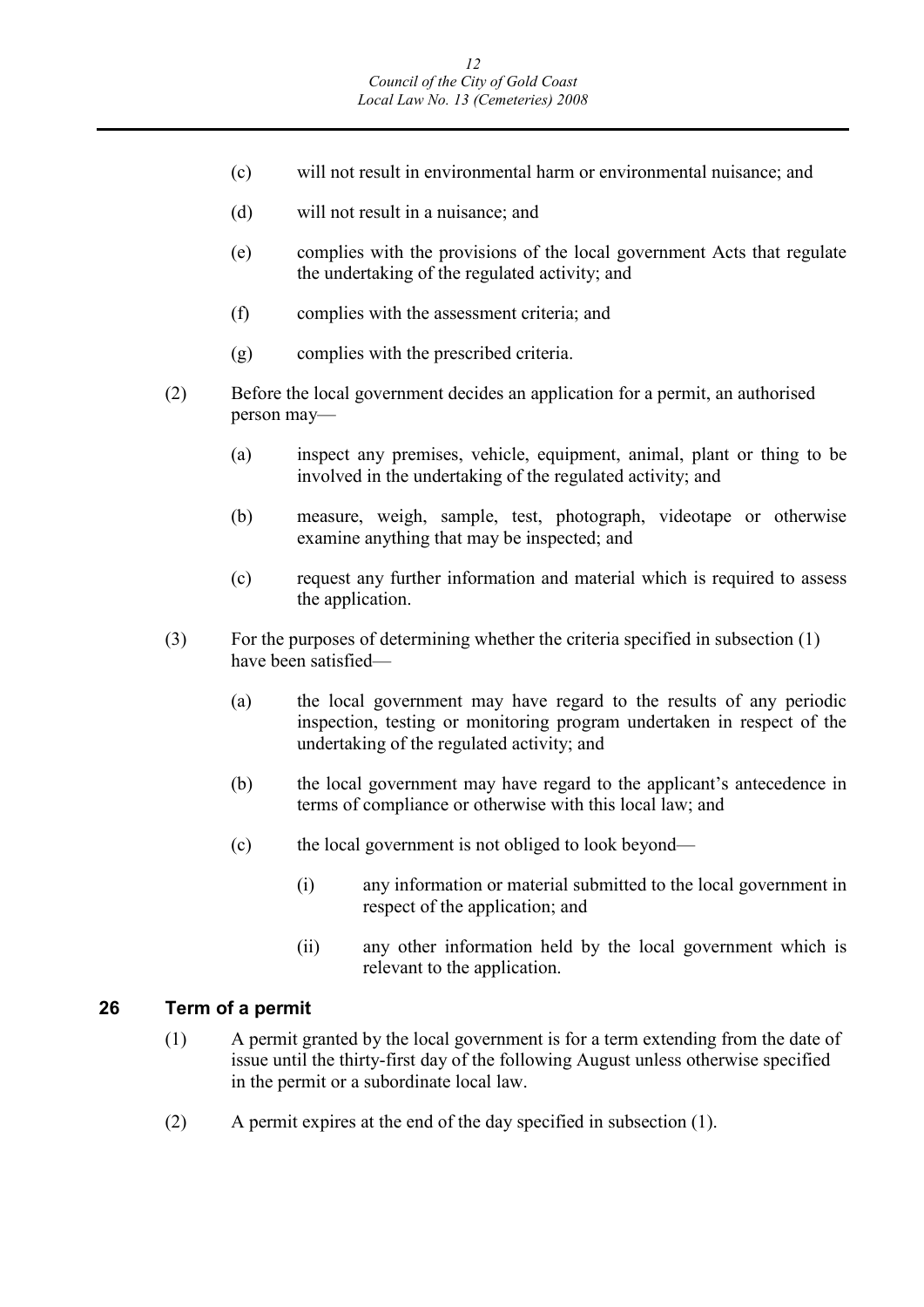(c) will not result in environmental harm or environmental nuisance; and

(d) will not result in a nuisance; and

(e) complies with the provisions of the local government Acts that regulate the undertaking of the regulated activity; and

(f) complies with the assessment criteria; and

(g) complies with the prescribed criteria.

(2) Before the local government decides an application for a permit, an authorised person may—

(a) inspect any premises, vehicle, equipment, animal, plant or thing to be involved in the undertaking of the regulated activity; and

(b) measure, weigh, sample, test, photograph, videotape or otherwise examine anything that may be inspected; and

(c) request any further information and material which is required to assess the application.

(3) For the purposes of determining whether the criteria specified in subsection (1) have been satisfied—

(a) the local government may have regard to the results of any periodic inspection, testing or monitoring program undertaken in respect of the undertaking of the regulated activity; and

(b) the local government may have regard to the applicant's antecedence in terms of compliance or otherwise with this local law; and

(c) the local government is not obliged to look beyond—

(i) any information or material submitted to the local government in respect of the application; and

(ii) any other information held by the local government which is relevant to the application.

## 26 Term of a permit

(1) A permit granted by the local government is for a term extending from the date of issue until the thirty-first day of the following August unless otherwise specified in the permit or a subordinate local law.

(2) A permit expires at the end of the day specified in subsection (1).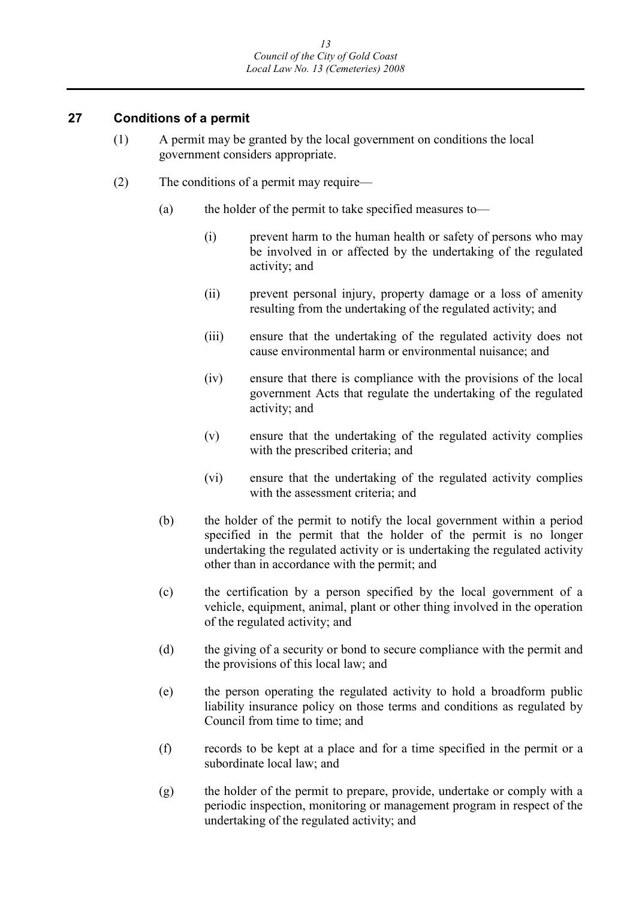## 27 Conditions of a permit

(1) A permit may be granted by the local government on conditions the local government considers appropriate.

(2) The conditions of a permit may require—

(a) the holder of the permit to take specified measures to—

(i) prevent harm to the human health or safety of persons who may be involved in or affected by the undertaking of the regulated activity; and

(ii) prevent personal injury, property damage or a loss of amenity resulting from the undertaking of the regulated activity; and

(iii) ensure that the undertaking of the regulated activity does not cause environmental harm or environmental nuisance; and

(iv) ensure that there is compliance with the provisions of the local government Acts that regulate the undertaking of the regulated activity; and

(v) ensure that the undertaking of the regulated activity complies with the prescribed criteria; and

(vi) ensure that the undertaking of the regulated activity complies with the assessment criteria; and

(b) the holder of the permit to notify the local government within a period specified in the permit that the holder of the permit is no longer undertaking the regulated activity or is undertaking the regulated activity other than in accordance with the permit; and

(c) the certification by a person specified by the local government of a vehicle, equipment, animal, plant or other thing involved in the operation of the regulated activity; and

(d) the giving of a security or bond to secure compliance with the permit and the provisions of this local law; and

(e) the person operating the regulated activity to hold a broadform public liability insurance policy on those terms and conditions as regulated by Council from time to time; and

(f) records to be kept at a place and for a time specified in the permit or a subordinate local law; and

(g) the holder of the permit to prepare, provide, undertake or comply with a periodic inspection, monitoring or management program in respect of the undertaking of the regulated activity; and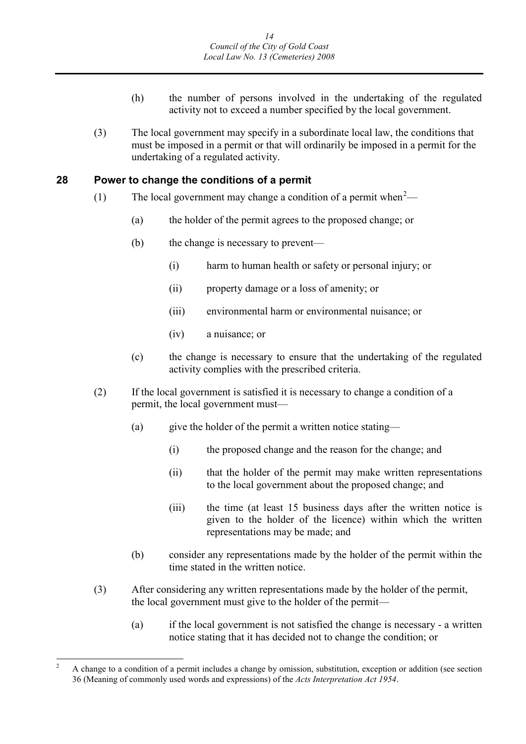(h) the number of persons involved in the undertaking of the regulated activity not to exceed a number specified by the local government.

(3) The local government may specify in a subordinate local law, the conditions that must be imposed in a permit or that will ordinarily be imposed in a permit for the undertaking of a regulated activity.

## 28 Power to change the conditions of a permit

(1) The local government may change a condition of a permit when[2]—

(a) the holder of the permit agrees to the proposed change; or

(b) the change is necessary to prevent—

(i) harm to human health or safety or personal injury; or

(ii) property damage or a loss of amenity; or

(iii) environmental harm or environmental nuisance; or

(iv) a nuisance; or

(c) the change is necessary to ensure that the undertaking of the regulated activity complies with the prescribed criteria.

(2) If the local government is satisfied it is necessary to change a condition of a permit, the local government must—

(a) give the holder of the permit a written notice stating—

(i) the proposed change and the reason for the change; and

(ii) that the holder of the permit may make written representations to the local government about the proposed change; and

(iii) the time (at least 15 business days after the written notice is given to the holder of the licence) within which the written representations may be made; and

(b) consider any representations made by the holder of the permit within the time stated in the written notice.

(3) After considering any written representations made by the holder of the permit, the local government must give to the holder of the permit—

(a) if the local government is not satisfied the change is necessary - a written notice stating that it has decided not to change the condition; or

---

[2] A change to a condition of a permit includes a change by omission, substitution, exception or addition (see section 36 (Meaning of commonly used words and expressions) of the *Acts Interpretation Act 1954*.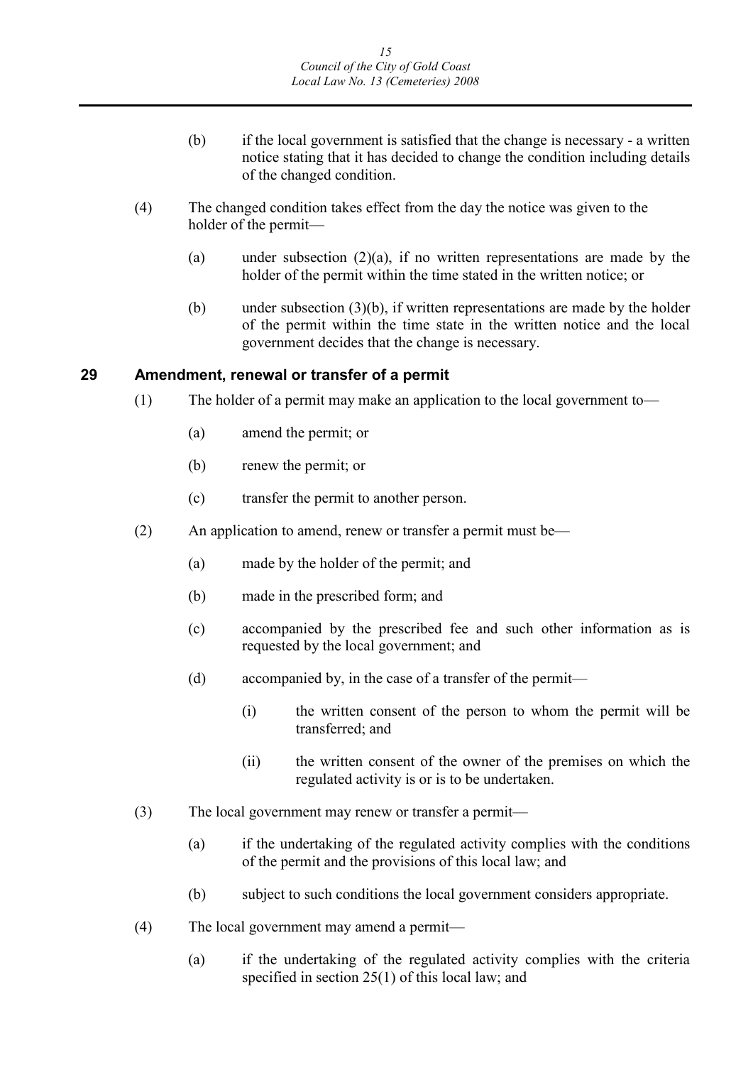(b) if the local government is satisfied that the change is necessary - a written notice stating that it has decided to change the condition including details of the changed condition.

(4) The changed condition takes effect from the day the notice was given to the holder of the permit—

(a) under subsection (2)(a), if no written representations are made by the holder of the permit within the time stated in the written notice; or

(b) under subsection (3)(b), if written representations are made by the holder of the permit within the time state in the written notice and the local government decides that the change is necessary.

## 29 Amendment, renewal or transfer of a permit

(1) The holder of a permit may make an application to the local government to—

(a) amend the permit; or

(b) renew the permit; or

(c) transfer the permit to another person.

(2) An application to amend, renew or transfer a permit must be—

(a) made by the holder of the permit; and

(b) made in the prescribed form; and

(c) accompanied by the prescribed fee and such other information as is requested by the local government; and

(d) accompanied by, in the case of a transfer of the permit—

(i) the written consent of the person to whom the permit will be transferred; and

(ii) the written consent of the owner of the premises on which the regulated activity is or is to be undertaken.

(3) The local government may renew or transfer a permit—

(a) if the undertaking of the regulated activity complies with the conditions of the permit and the provisions of this local law; and

(b) subject to such conditions the local government considers appropriate.

(4) The local government may amend a permit—

(a) if the undertaking of the regulated activity complies with the criteria specified in section 25(1) of this local law; and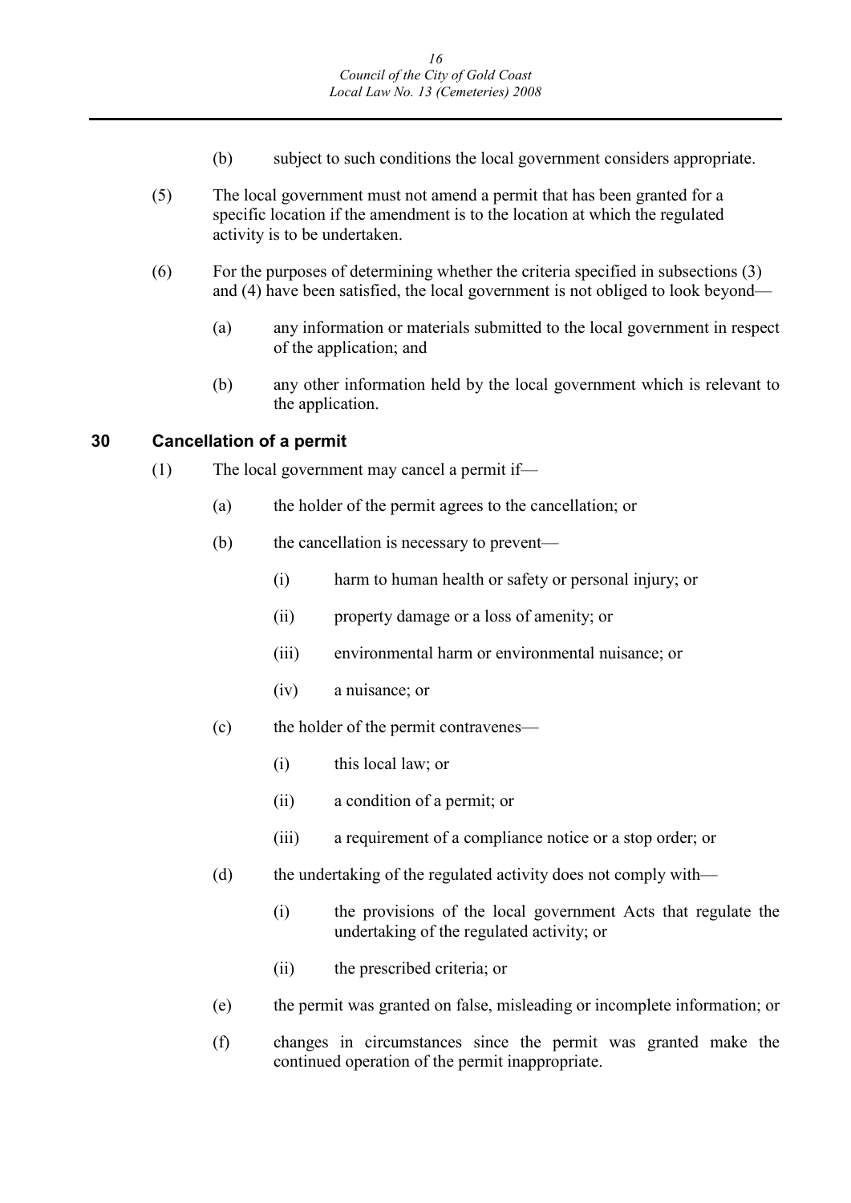(b) subject to such conditions the local government considers appropriate.

(5) The local government must not amend a permit that has been granted for a specific location if the amendment is to the location at which the regulated activity is to be undertaken.

(6) For the purposes of determining whether the criteria specified in subsections (3) and (4) have been satisfied, the local government is not obliged to look beyond—

(a) any information or materials submitted to the local government in respect of the application; and

(b) any other information held by the local government which is relevant to the application.

## 30 Cancellation of a permit

(1) The local government may cancel a permit if—

(a) the holder of the permit agrees to the cancellation; or

(b) the cancellation is necessary to prevent—

(i) harm to human health or safety or personal injury; or

(ii) property damage or a loss of amenity; or

(iii) environmental harm or environmental nuisance; or

(iv) a nuisance; or

(c) the holder of the permit contravenes—

(i) this local law; or

(ii) a condition of a permit; or

(iii) a requirement of a compliance notice or a stop order; or

(d) the undertaking of the regulated activity does not comply with—

(i) the provisions of the local government Acts that regulate the undertaking of the regulated activity; or

(ii) the prescribed criteria; or

(e) the permit was granted on false, misleading or incomplete information; or

(f) changes in circumstances since the permit was granted make the continued operation of the permit inappropriate.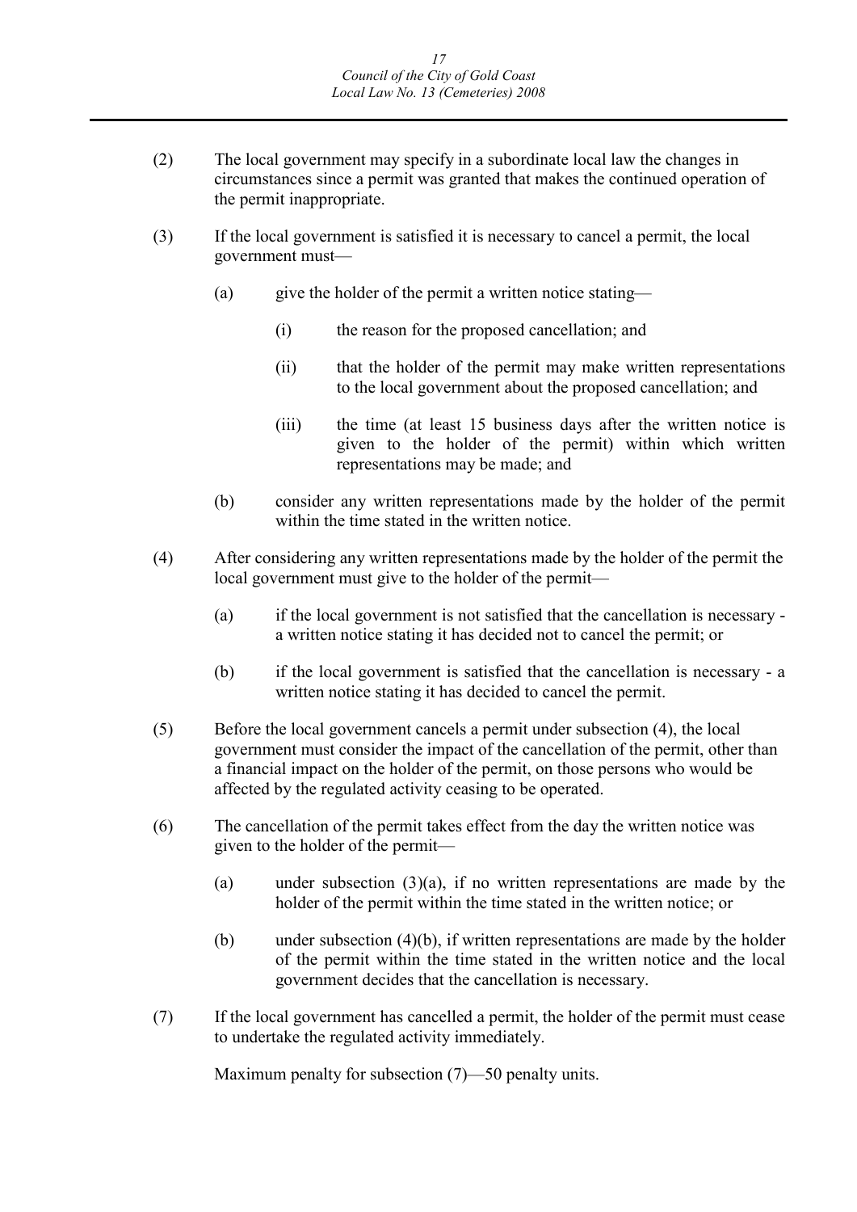(2) The local government may specify in a subordinate local law the changes in circumstances since a permit was granted that makes the continued operation of the permit inappropriate.

(3) If the local government is satisfied it is necessary to cancel a permit, the local government must—

   (a) give the holder of the permit a written notice stating—

      (i) the reason for the proposed cancellation; and

      (ii) that the holder of the permit may make written representations to the local government about the proposed cancellation; and

      (iii) the time (at least 15 business days after the written notice is given to the holder of the permit) within which written representations may be made; and

   (b) consider any written representations made by the holder of the permit within the time stated in the written notice.

(4) After considering any written representations made by the holder of the permit the local government must give to the holder of the permit—

   (a) if the local government is not satisfied that the cancellation is necessary - a written notice stating it has decided not to cancel the permit; or

   (b) if the local government is satisfied that the cancellation is necessary - a written notice stating it has decided to cancel the permit.

(5) Before the local government cancels a permit under subsection (4), the local government must consider the impact of the cancellation of the permit, other than a financial impact on the holder of the permit, on those persons who would be affected by the regulated activity ceasing to be operated.

(6) The cancellation of the permit takes effect from the day the written notice was given to the holder of the permit—

   (a) under subsection (3)(a), if no written representations are made by the holder of the permit within the time stated in the written notice; or

   (b) under subsection (4)(b), if written representations are made by the holder of the permit within the time stated in the written notice and the local government decides that the cancellation is necessary.

(7) If the local government has cancelled a permit, the holder of the permit must cease to undertake the regulated activity immediately.

Maximum penalty for subsection (7)—50 penalty units.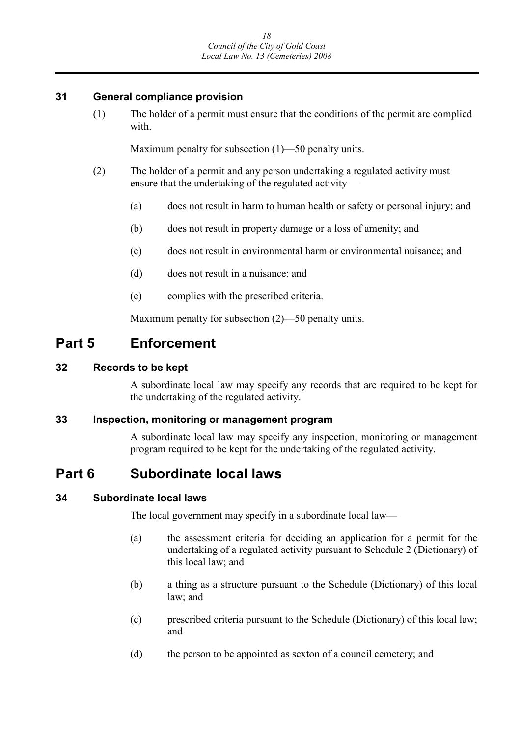### 31 General compliance provision

(1) The holder of a permit must ensure that the conditions of the permit are complied with.

Maximum penalty for subsection (1)—50 penalty units.

(2) The holder of a permit and any person undertaking a regulated activity must ensure that the undertaking of the regulated activity —

(a) does not result in harm to human health or safety or personal injury; and

(b) does not result in property damage or a loss of amenity; and

(c) does not result in environmental harm or environmental nuisance; and

(d) does not result in a nuisance; and

(e) complies with the prescribed criteria.

Maximum penalty for subsection (2)—50 penalty units.

## Part 5 Enforcement

### 32 Records to be kept

A subordinate local law may specify any records that are required to be kept for the undertaking of the regulated activity.

### 33 Inspection, monitoring or management program

A subordinate local law may specify any inspection, monitoring or management program required to be kept for the undertaking of the regulated activity.

## Part 6 Subordinate local laws

### 34 Subordinate local laws

The local government may specify in a subordinate local law—

(a) the assessment criteria for deciding an application for a permit for the undertaking of a regulated activity pursuant to Schedule 2 (Dictionary) of this local law; and

(b) a thing as a structure pursuant to the Schedule (Dictionary) of this local law; and

(c) prescribed criteria pursuant to the Schedule (Dictionary) of this local law; and

(d) the person to be appointed as sexton of a council cemetery; and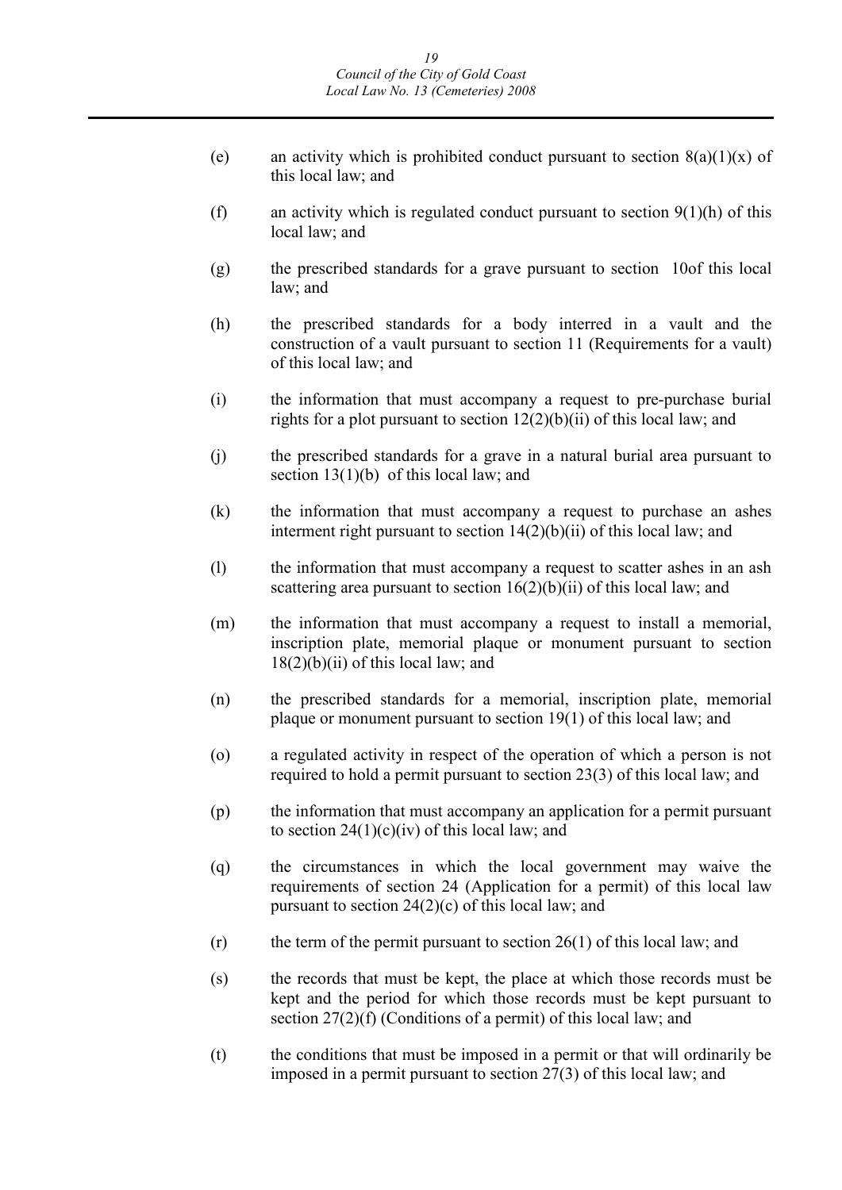(e) an activity which is prohibited conduct pursuant to section 8(a)(1)(x) of this local law; and

(f) an activity which is regulated conduct pursuant to section 9(1)(h) of this local law; and

(g) the prescribed standards for a grave pursuant to section 10of this local law; and

(h) the prescribed standards for a body interred in a vault and the construction of a vault pursuant to section 11 (Requirements for a vault) of this local law; and

(i) the information that must accompany a request to pre-purchase burial rights for a plot pursuant to section 12(2)(b)(ii) of this local law; and

(j) the prescribed standards for a grave in a natural burial area pursuant to section 13(1)(b) of this local law; and

(k) the information that must accompany a request to purchase an ashes interment right pursuant to section 14(2)(b)(ii) of this local law; and

(l) the information that must accompany a request to scatter ashes in an ash scattering area pursuant to section 16(2)(b)(ii) of this local law; and

(m) the information that must accompany a request to install a memorial, inscription plate, memorial plaque or monument pursuant to section 18(2)(b)(ii) of this local law; and

(n) the prescribed standards for a memorial, inscription plate, memorial plaque or monument pursuant to section 19(1) of this local law; and

(o) a regulated activity in respect of the operation of which a person is not required to hold a permit pursuant to section 23(3) of this local law; and

(p) the information that must accompany an application for a permit pursuant to section 24(1)(c)(iv) of this local law; and

(q) the circumstances in which the local government may waive the requirements of section 24 (Application for a permit) of this local law pursuant to section 24(2)(c) of this local law; and

(r) the term of the permit pursuant to section 26(1) of this local law; and

(s) the records that must be kept, the place at which those records must be kept and the period for which those records must be kept pursuant to section 27(2)(f) (Conditions of a permit) of this local law; and

(t) the conditions that must be imposed in a permit or that will ordinarily be imposed in a permit pursuant to section 27(3) of this local law; and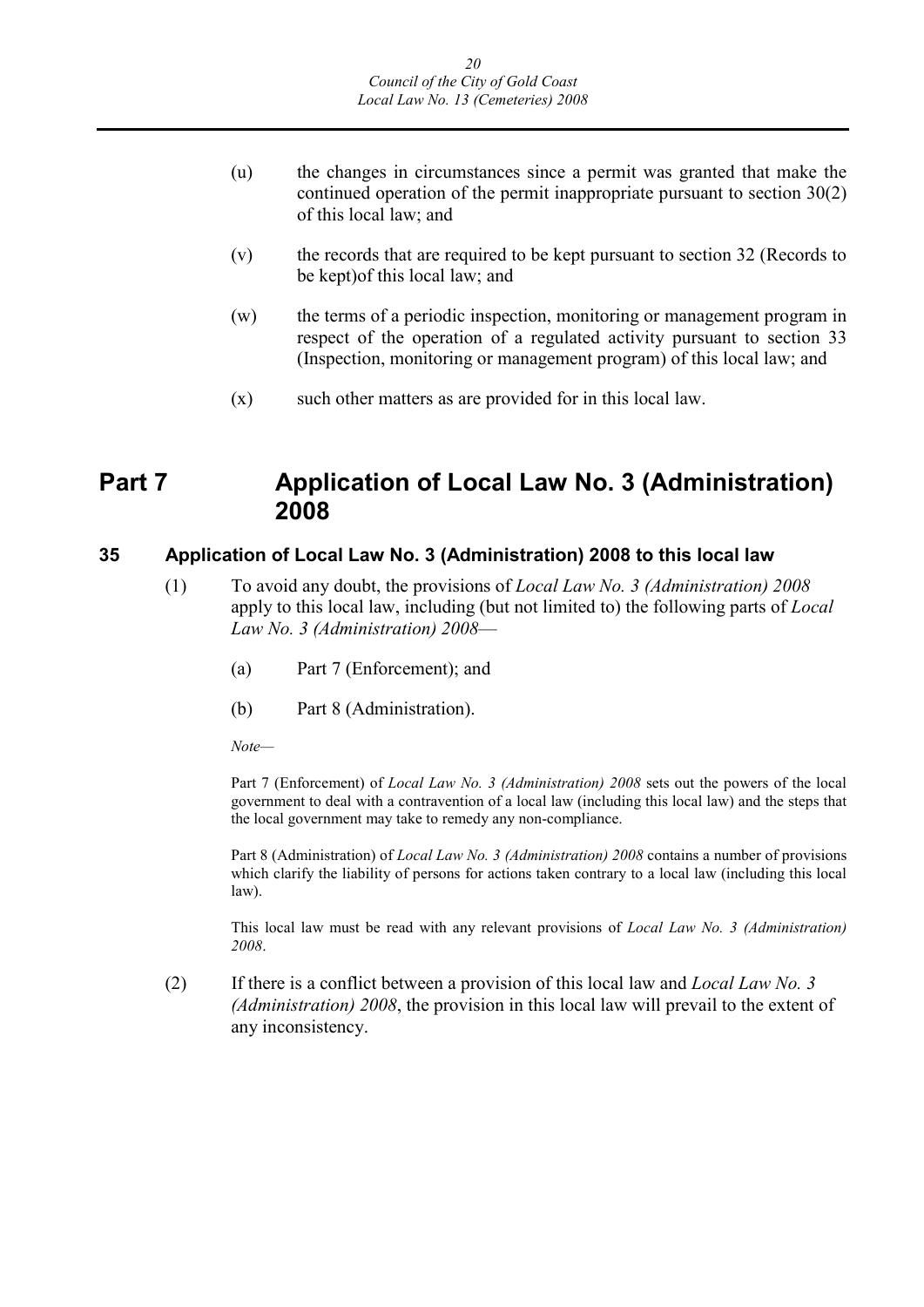(u) the changes in circumstances since a permit was granted that make the continued operation of the permit inappropriate pursuant to section 30(2) of this local law; and

(v) the records that are required to be kept pursuant to section 32 (Records to be kept)of this local law; and

(w) the terms of a periodic inspection, monitoring or management program in respect of the operation of a regulated activity pursuant to section 33 (Inspection, monitoring or management program) of this local law; and

(x) such other matters as are provided for in this local law.

# Part 7 Application of Local Law No. 3 (Administration) 2008

## 35 Application of Local Law No. 3 (Administration) 2008 to this local law

(1) To avoid any doubt, the provisions of *Local Law No. 3 (Administration) 2008* apply to this local law, including (but not limited to) the following parts of *Local Law No. 3 (Administration) 2008*—

(a) Part 7 (Enforcement); and

(b) Part 8 (Administration).

*Note—*

Part 7 (Enforcement) of *Local Law No. 3 (Administration) 2008* sets out the powers of the local government to deal with a contravention of a local law (including this local law) and the steps that the local government may take to remedy any non-compliance.

Part 8 (Administration) of *Local Law No. 3 (Administration) 2008* contains a number of provisions which clarify the liability of persons for actions taken contrary to a local law (including this local law).

This local law must be read with any relevant provisions of *Local Law No. 3 (Administration) 2008*.

(2) If there is a conflict between a provision of this local law and *Local Law No. 3 (Administration) 2008*, the provision in this local law will prevail to the extent of any inconsistency.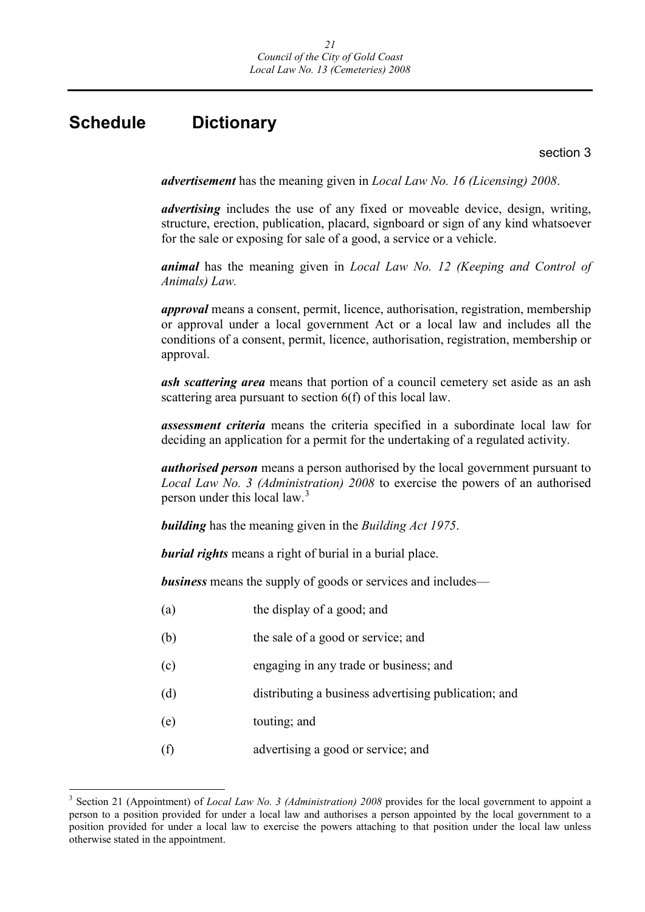# Schedule Dictionary

section 3

***advertisement*** has the meaning given in *Local Law No. 16 (Licensing) 2008*.

***advertising*** includes the use of any fixed or moveable device, design, writing, structure, erection, publication, placard, signboard or sign of any kind whatsoever for the sale or exposing for sale of a good, a service or a vehicle.

***animal*** has the meaning given in *Local Law No. 12 (Keeping and Control of Animals) Law.*

***approval*** means a consent, permit, licence, authorisation, registration, membership or approval under a local government Act or a local law and includes all the conditions of a consent, permit, licence, authorisation, registration, membership or approval.

***ash scattering area*** means that portion of a council cemetery set aside as an ash scattering area pursuant to section 6(f) of this local law.

***assessment criteria*** means the criteria specified in a subordinate local law for deciding an application for a permit for the undertaking of a regulated activity.

***authorised person*** means a person authorised by the local government pursuant to *Local Law No. 3 (Administration) 2008* to exercise the powers of an authorised person under this local law.[3]

***building*** has the meaning given in the *Building Act 1975*.

***burial rights*** means a right of burial in a burial place.

***business*** means the supply of goods or services and includes—

(a) the display of a good; and

(b) the sale of a good or service; and

(c) engaging in any trade or business; and

(d) distributing a business advertising publication; and

(e) touting; and

(f) advertising a good or service; and

---

[3] Section 21 (Appointment) of *Local Law No. 3 (Administration) 2008* provides for the local government to appoint a person to a position provided for under a local law and authorises a person appointed by the local government to a position provided for under a local law to exercise the powers attaching to that position under the local law unless otherwise stated in the appointment.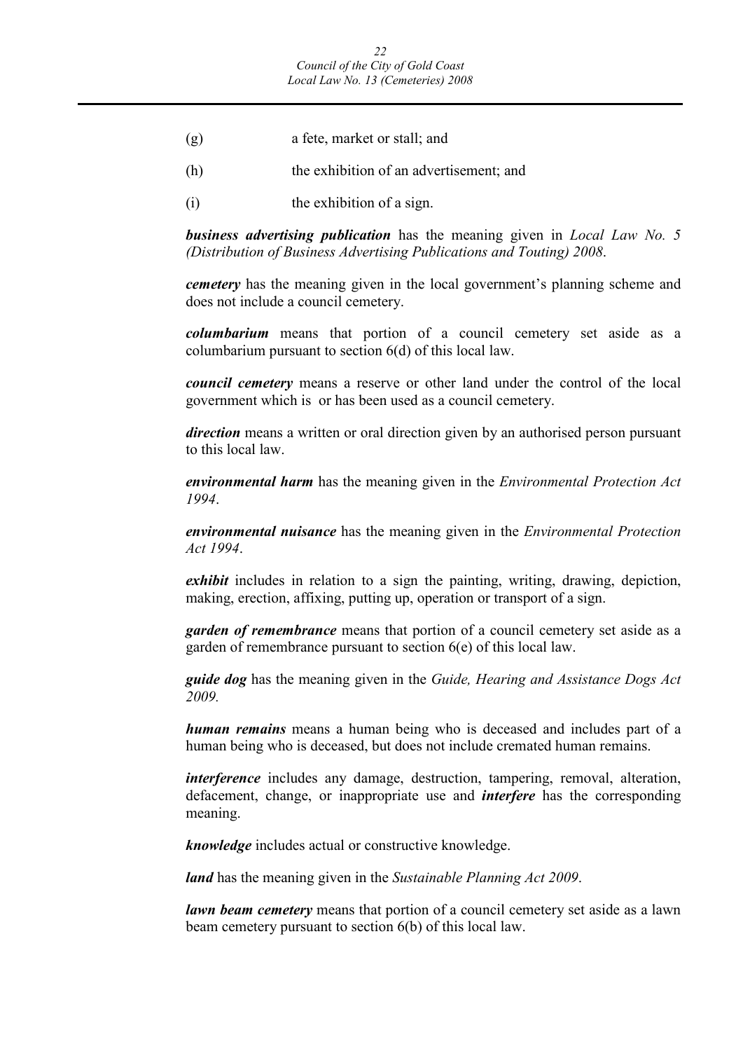(g) a fete, market or stall; and

(h) the exhibition of an advertisement; and

(i) the exhibition of a sign.

***business advertising publication*** has the meaning given in *Local Law No. 5 (Distribution of Business Advertising Publications and Touting) 2008*.

***cemetery*** has the meaning given in the local government's planning scheme and does not include a council cemetery.

***columbarium*** means that portion of a council cemetery set aside as a columbarium pursuant to section 6(d) of this local law.

***council cemetery*** means a reserve or other land under the control of the local government which is or has been used as a council cemetery.

***direction*** means a written or oral direction given by an authorised person pursuant to this local law.

***environmental harm*** has the meaning given in the *Environmental Protection Act 1994*.

***environmental nuisance*** has the meaning given in the *Environmental Protection Act 1994*.

***exhibit*** includes in relation to a sign the painting, writing, drawing, depiction, making, erection, affixing, putting up, operation or transport of a sign.

***garden of remembrance*** means that portion of a council cemetery set aside as a garden of remembrance pursuant to section 6(e) of this local law.

***guide dog*** has the meaning given in the *Guide, Hearing and Assistance Dogs Act 2009.*

***human remains*** means a human being who is deceased and includes part of a human being who is deceased, but does not include cremated human remains.

***interference*** includes any damage, destruction, tampering, removal, alteration, defacement, change, or inappropriate use and ***interfere*** has the corresponding meaning.

***knowledge*** includes actual or constructive knowledge.

***land*** has the meaning given in the *Sustainable Planning Act 2009*.

***lawn beam cemetery*** means that portion of a council cemetery set aside as a lawn beam cemetery pursuant to section 6(b) of this local law.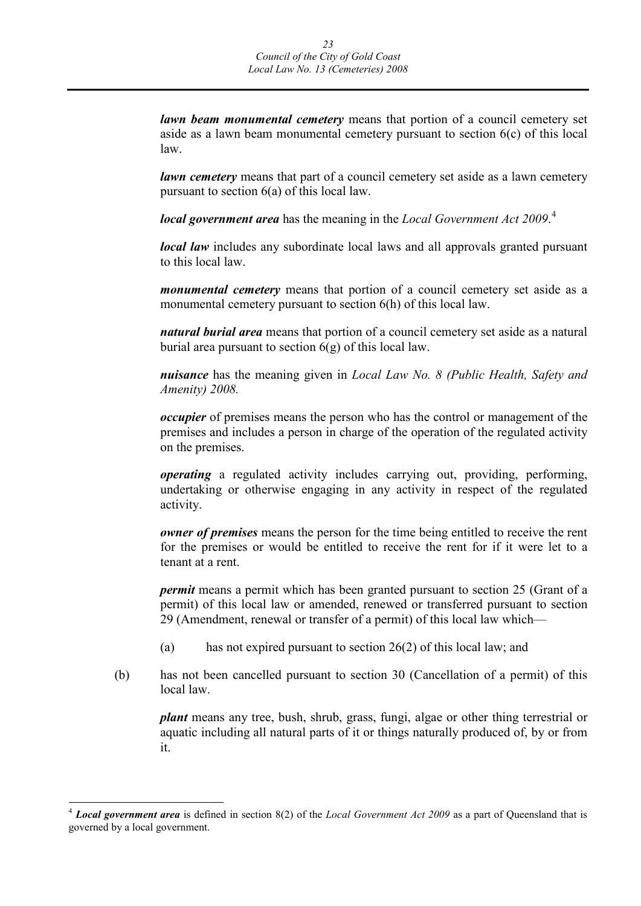***lawn beam monumental cemetery*** means that portion of a council cemetery set aside as a lawn beam monumental cemetery pursuant to section 6(c) of this local law.

***lawn cemetery*** means that part of a council cemetery set aside as a lawn cemetery pursuant to section 6(a) of this local law.

***local government area*** has the meaning in the *Local Government Act 2009*.[4]

***local law*** includes any subordinate local laws and all approvals granted pursuant to this local law.

***monumental cemetery*** means that portion of a council cemetery set aside as a monumental cemetery pursuant to section 6(h) of this local law.

***natural burial area*** means that portion of a council cemetery set aside as a natural burial area pursuant to section 6(g) of this local law.

***nuisance*** has the meaning given in *Local Law No. 8 (Public Health, Safety and Amenity) 2008.*

***occupier*** of premises means the person who has the control or management of the premises and includes a person in charge of the operation of the regulated activity on the premises.

***operating*** a regulated activity includes carrying out, providing, performing, undertaking or otherwise engaging in any activity in respect of the regulated activity.

***owner of premises*** means the person for the time being entitled to receive the rent for the premises or would be entitled to receive the rent for if it were let to a tenant at a rent.

***permit*** means a permit which has been granted pursuant to section 25 (Grant of a permit) of this local law or amended, renewed or transferred pursuant to section 29 (Amendment, renewal or transfer of a permit) of this local law which—

(a) has not expired pursuant to section 26(2) of this local law; and

(b) has not been cancelled pursuant to section 30 (Cancellation of a permit) of this local law.

***plant*** means any tree, bush, shrub, grass, fungi, algae or other thing terrestrial or aquatic including all natural parts of it or things naturally produced of, by or from it.

---

[4] ***Local government area*** is defined in section 8(2) of the *Local Government Act 2009* as a part of Queensland that is governed by a local government.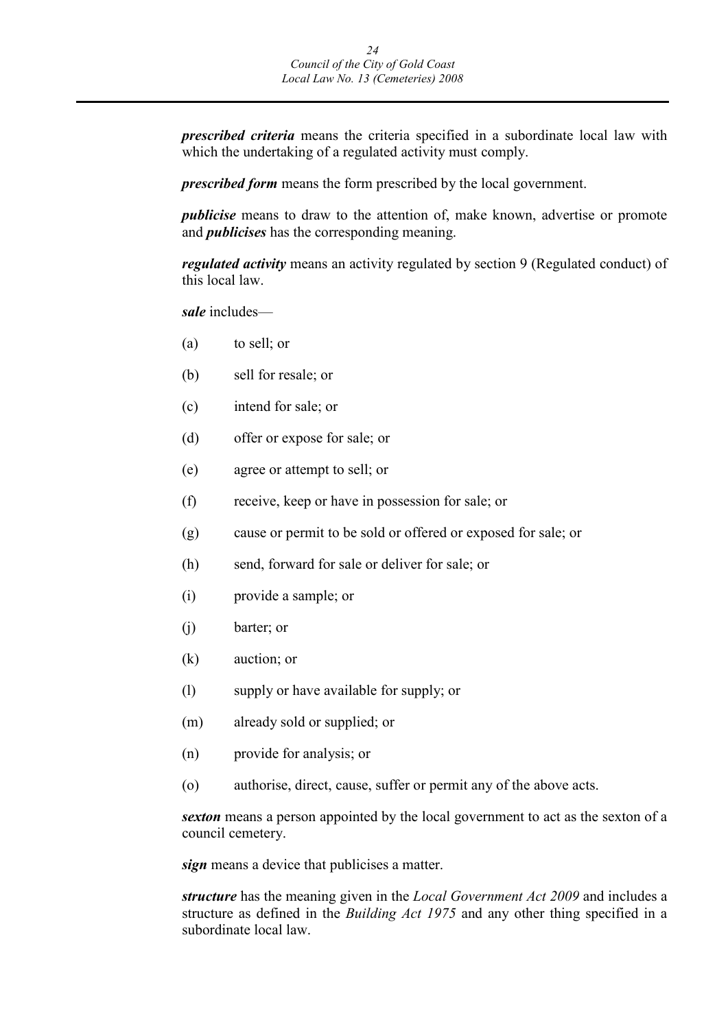***prescribed criteria*** means the criteria specified in a subordinate local law with which the undertaking of a regulated activity must comply.

***prescribed form*** means the form prescribed by the local government.

***publicise*** means to draw to the attention of, make known, advertise or promote and ***publicises*** has the corresponding meaning.

***regulated activity*** means an activity regulated by section 9 (Regulated conduct) of this local law.

***sale*** includes—

(a) to sell; or

(b) sell for resale; or

(c) intend for sale; or

(d) offer or expose for sale; or

(e) agree or attempt to sell; or

(f) receive, keep or have in possession for sale; or

(g) cause or permit to be sold or offered or exposed for sale; or

(h) send, forward for sale or deliver for sale; or

(i) provide a sample; or

(j) barter; or

(k) auction; or

(l) supply or have available for supply; or

(m) already sold or supplied; or

(n) provide for analysis; or

(o) authorise, direct, cause, suffer or permit any of the above acts.

***sexton*** means a person appointed by the local government to act as the sexton of a council cemetery.

***sign*** means a device that publicises a matter.

***structure*** has the meaning given in the *Local Government Act 2009* and includes a structure as defined in the *Building Act 1975* and any other thing specified in a subordinate local law.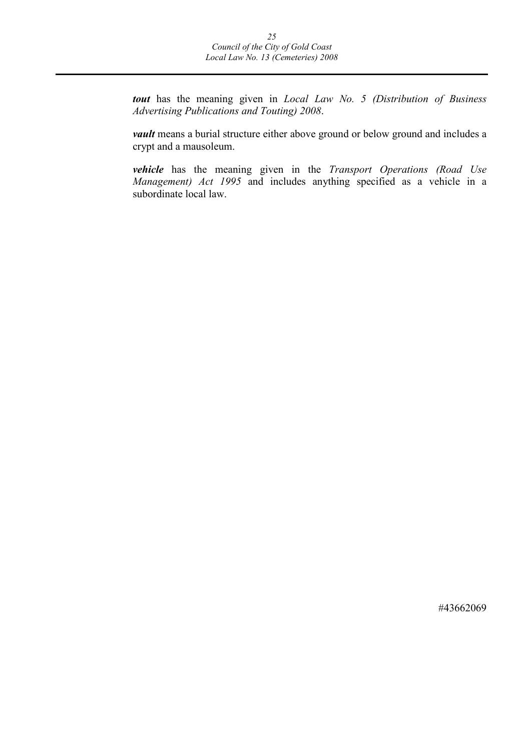***tout*** has the meaning given in *Local Law No. 5 (Distribution of Business Advertising Publications and Touting) 2008*.

***vault*** means a burial structure either above ground or below ground and includes a crypt and a mausoleum.

***vehicle*** has the meaning given in the *Transport Operations (Road Use Management) Act 1995* and includes anything specified as a vehicle in a subordinate local law.

#43662069